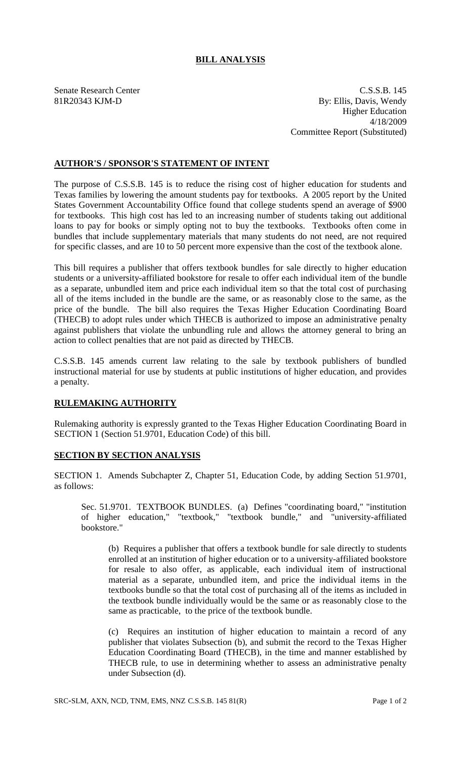# BILL ANALYSIS

Senate Research Center
81R20343 KJM-D

C.S.S.B. 145
By: Ellis, Davis, Wendy
Higher Education
4/18/2009
Committee Report (Substituted)

## AUTHOR'S / SPONSOR'S STATEMENT OF INTENT

The purpose of C.S.S.B. 145 is to reduce the rising cost of higher education for students and Texas families by lowering the amount students pay for textbooks. A 2005 report by the United States Government Accountability Office found that college students spend an average of $900 for textbooks. This high cost has led to an increasing number of students taking out additional loans to pay for books or simply opting not to buy the textbooks. Textbooks often come in bundles that include supplementary materials that many students do not need, are not required for specific classes, and are 10 to 50 percent more expensive than the cost of the textbook alone.

This bill requires a publisher that offers textbook bundles for sale directly to higher education students or a university-affiliated bookstore for resale to offer each individual item of the bundle as a separate, unbundled item and price each individual item so that the total cost of purchasing all of the items included in the bundle are the same, or as reasonably close to the same, as the price of the bundle. The bill also requires the Texas Higher Education Coordinating Board (THECB) to adopt rules under which THECB is authorized to impose an administrative penalty against publishers that violate the unbundling rule and allows the attorney general to bring an action to collect penalties that are not paid as directed by THECB.

C.S.S.B. 145 amends current law relating to the sale by textbook publishers of bundled instructional material for use by students at public institutions of higher education, and provides a penalty.

## RULEMAKING AUTHORITY

Rulemaking authority is expressly granted to the Texas Higher Education Coordinating Board in SECTION 1 (Section 51.9701, Education Code) of this bill.

## SECTION BY SECTION ANALYSIS

SECTION 1. Amends Subchapter Z, Chapter 51, Education Code, by adding Section 51.9701, as follows:

Sec. 51.9701. TEXTBOOK BUNDLES. (a) Defines "coordinating board," "institution of higher education," "textbook," "textbook bundle," and "university-affiliated bookstore."

(b) Requires a publisher that offers a textbook bundle for sale directly to students enrolled at an institution of higher education or to a university-affiliated bookstore for resale to also offer, as applicable, each individual item of instructional material as a separate, unbundled item, and price the individual items in the textbooks bundle so that the total cost of purchasing all of the items as included in the textbook bundle individually would be the same or as reasonably close to the same as practicable, to the price of the textbook bundle.

(c) Requires an institution of higher education to maintain a record of any publisher that violates Subsection (b), and submit the record to the Texas Higher Education Coordinating Board (THECB), in the time and manner established by THECB rule, to use in determining whether to assess an administrative penalty under Subsection (d).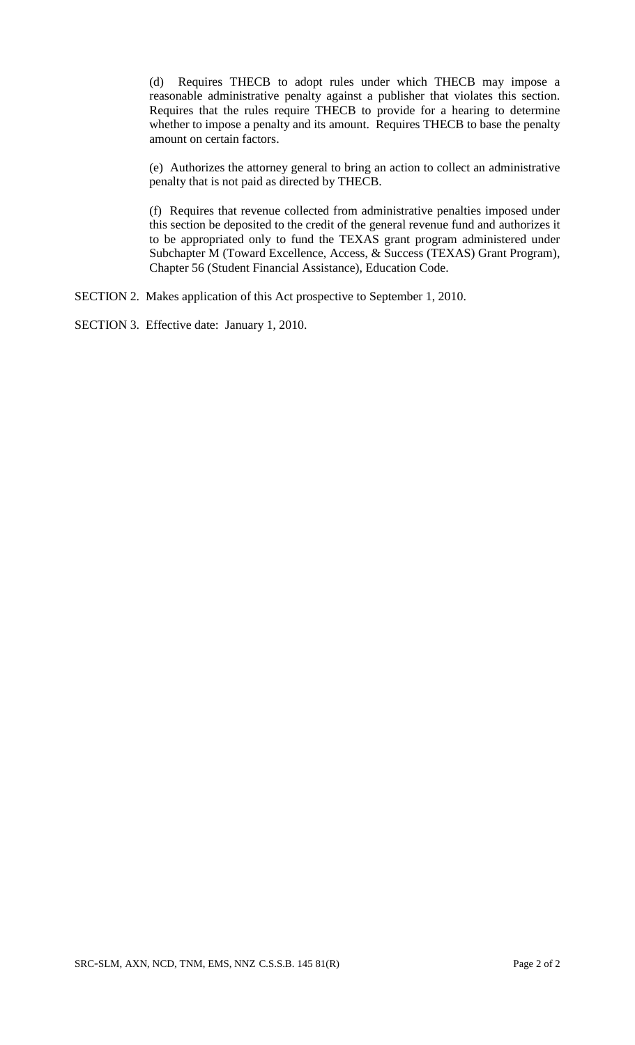(d) Requires THECB to adopt rules under which THECB may impose a reasonable administrative penalty against a publisher that violates this section. Requires that the rules require THECB to provide for a hearing to determine whether to impose a penalty and its amount. Requires THECB to base the penalty amount on certain factors.

(e) Authorizes the attorney general to bring an action to collect an administrative penalty that is not paid as directed by THECB.

(f) Requires that revenue collected from administrative penalties imposed under this section be deposited to the credit of the general revenue fund and authorizes it to be appropriated only to fund the TEXAS grant program administered under Subchapter M (Toward Excellence, Access, & Success (TEXAS) Grant Program), Chapter 56 (Student Financial Assistance), Education Code.

SECTION 2. Makes application of this Act prospective to September 1, 2010.

SECTION 3. Effective date: January 1, 2010.